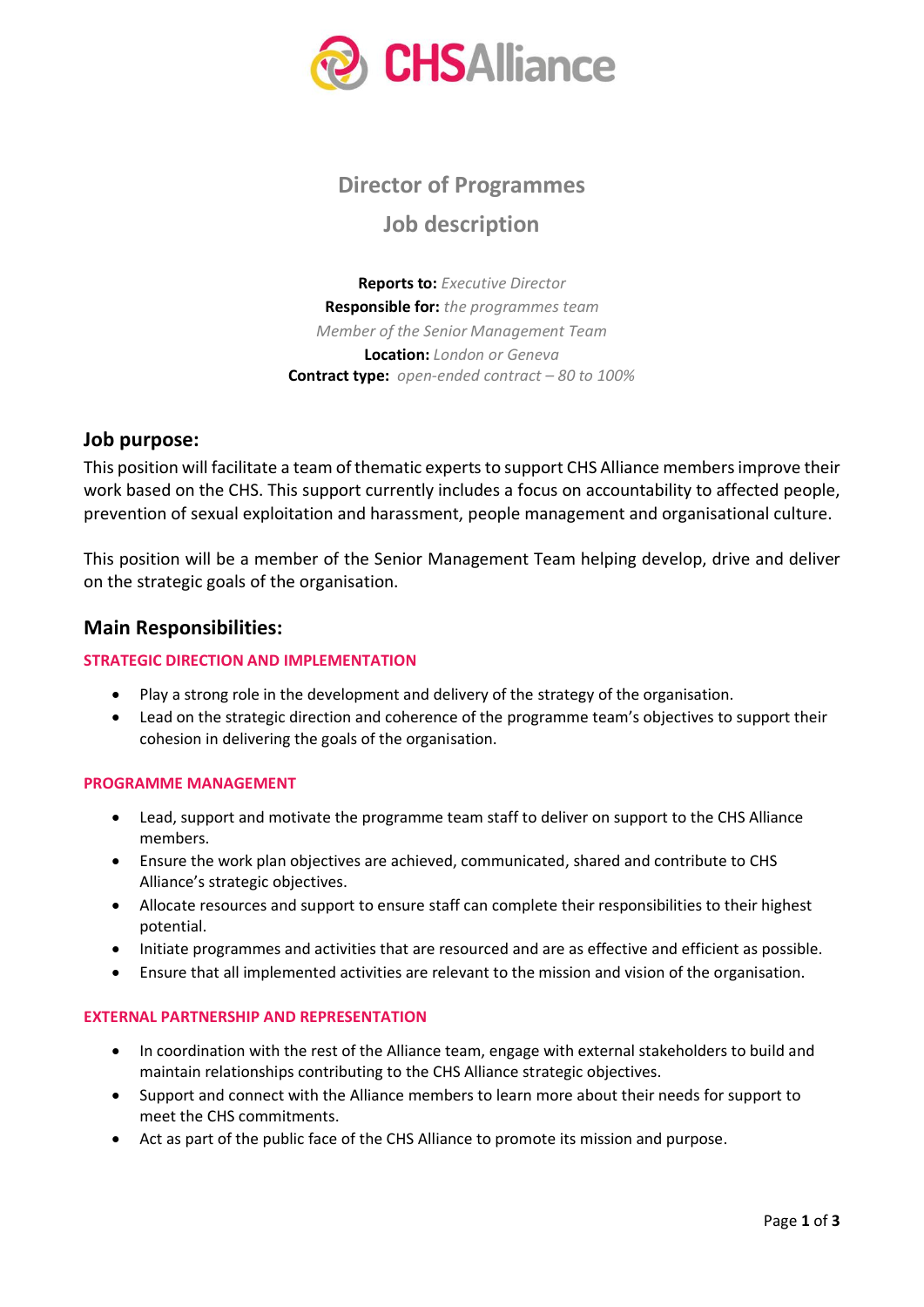CHSAlliance

# Director of Programmes

## Job description

**Reports to:** *Executive Director*
**Responsible for:** *the programmes team*
*Member of the Senior Management Team*
**Location:** *London or Geneva*
**Contract type:** *open-ended contract – 80 to 100%*

## Job purpose:

This position will facilitate a team of thematic experts to support CHS Alliance members improve their work based on the CHS. This support currently includes a focus on accountability to affected people, prevention of sexual exploitation and harassment, people management and organisational culture.

This position will be a member of the Senior Management Team helping develop, drive and deliver on the strategic goals of the organisation.

## Main Responsibilities:

### STRATEGIC DIRECTION AND IMPLEMENTATION

- Play a strong role in the development and delivery of the strategy of the organisation.
- Lead on the strategic direction and coherence of the programme team's objectives to support their cohesion in delivering the goals of the organisation.

### PROGRAMME MANAGEMENT

- Lead, support and motivate the programme team staff to deliver on support to the CHS Alliance members.
- Ensure the work plan objectives are achieved, communicated, shared and contribute to CHS Alliance's strategic objectives.
- Allocate resources and support to ensure staff can complete their responsibilities to their highest potential.
- Initiate programmes and activities that are resourced and are as effective and efficient as possible.
- Ensure that all implemented activities are relevant to the mission and vision of the organisation.

### EXTERNAL PARTNERSHIP AND REPRESENTATION

- In coordination with the rest of the Alliance team, engage with external stakeholders to build and maintain relationships contributing to the CHS Alliance strategic objectives.
- Support and connect with the Alliance members to learn more about their needs for support to meet the CHS commitments.
- Act as part of the public face of the CHS Alliance to promote its mission and purpose.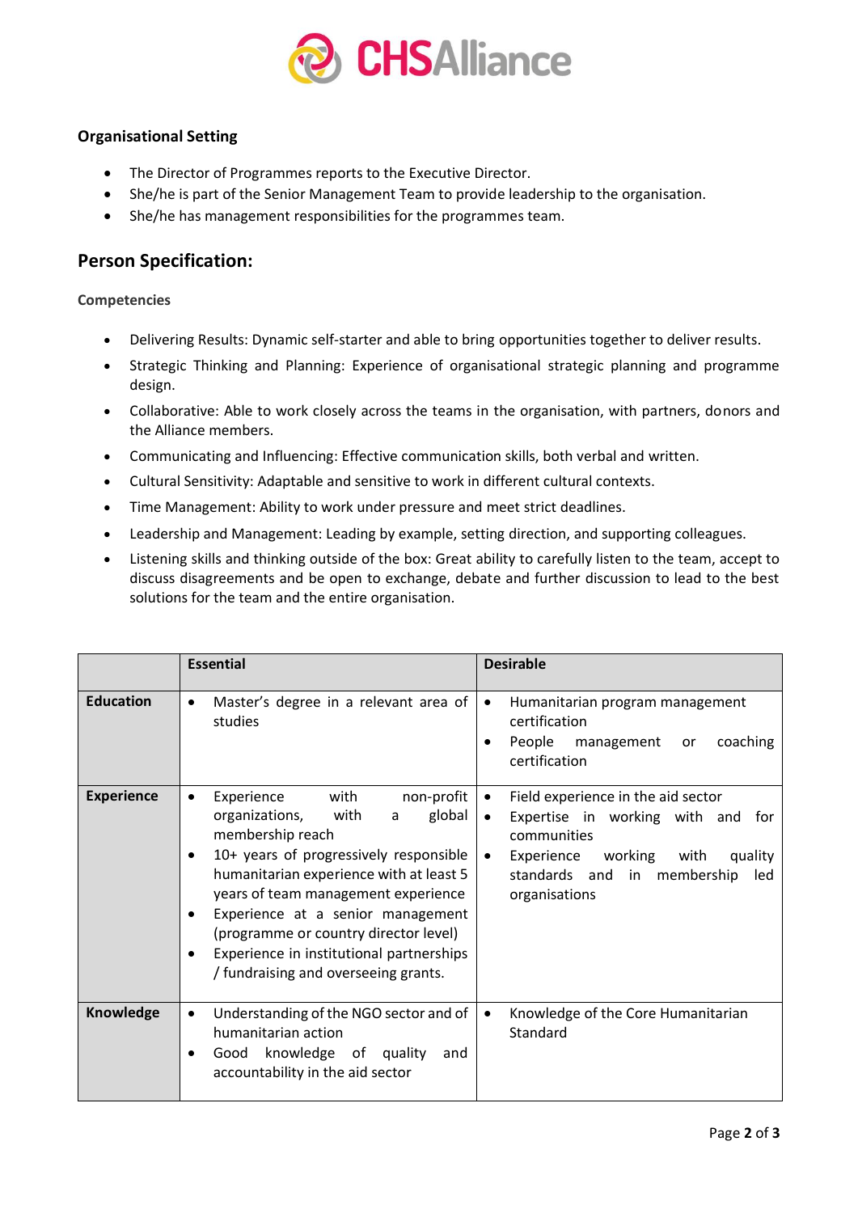### Organisational Setting

- The Director of Programmes reports to the Executive Director.
- She/he is part of the Senior Management Team to provide leadership to the organisation.
- She/he has management responsibilities for the programmes team.

## Person Specification:

#### Competencies

- Delivering Results: Dynamic self-starter and able to bring opportunities together to deliver results.
- Strategic Thinking and Planning: Experience of organisational strategic planning and programme design.
- Collaborative: Able to work closely across the teams in the organisation, with partners, donors and the Alliance members.
- Communicating and Influencing: Effective communication skills, both verbal and written.
- Cultural Sensitivity: Adaptable and sensitive to work in different cultural contexts.
- Time Management: Ability to work under pressure and meet strict deadlines.
- Leadership and Management: Leading by example, setting direction, and supporting colleagues.
- Listening skills and thinking outside of the box: Great ability to carefully listen to the team, accept to discuss disagreements and be open to exchange, debate and further discussion to lead to the best solutions for the team and the entire organisation.

| | Essential | Desirable |
|---|---|---|
| **Education** | • Master's degree in a relevant area of studies | • Humanitarian program management certification<br>• People management or coaching certification |
| **Experience** | • Experience with non-profit organizations, with a global membership reach<br>• 10+ years of progressively responsible humanitarian experience with at least 5 years of team management experience<br>• Experience at a senior management (programme or country director level)<br>• Experience in institutional partnerships / fundraising and overseeing grants. | • Field experience in the aid sector<br>• Expertise in working with and for communities<br>• Experience working with quality standards and in membership led organisations |
| **Knowledge** | • Understanding of the NGO sector and of humanitarian action<br>• Good knowledge of quality and accountability in the aid sector | • Knowledge of the Core Humanitarian Standard |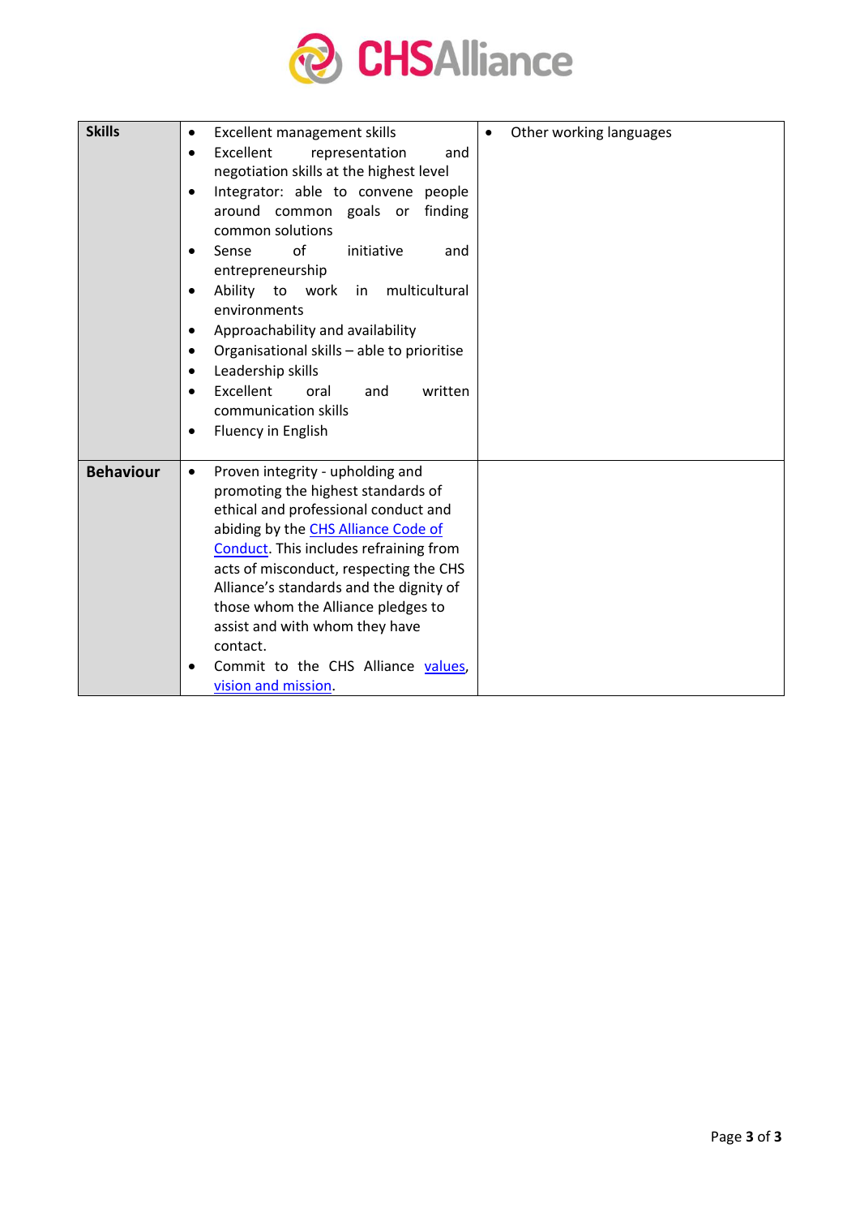| | | |
|---|---|---|
| **Skills** | • Excellent management skills<br>• Excellent representation and negotiation skills at the highest level<br>• Integrator: able to convene people around common goals or finding common solutions<br>• Sense of initiative and entrepreneurship<br>• Ability to work in multicultural environments<br>• Approachability and availability<br>• Organisational skills – able to prioritise<br>• Leadership skills<br>• Excellent oral and written communication skills<br>• Fluency in English | • Other working languages |
| **Behaviour** | • Proven integrity - upholding and promoting the highest standards of ethical and professional conduct and abiding by the CHS Alliance Code of Conduct. This includes refraining from acts of misconduct, respecting the CHS Alliance's standards and the dignity of those whom the Alliance pledges to assist and with whom they have contact.<br>• Commit to the CHS Alliance values, vision and mission. | |